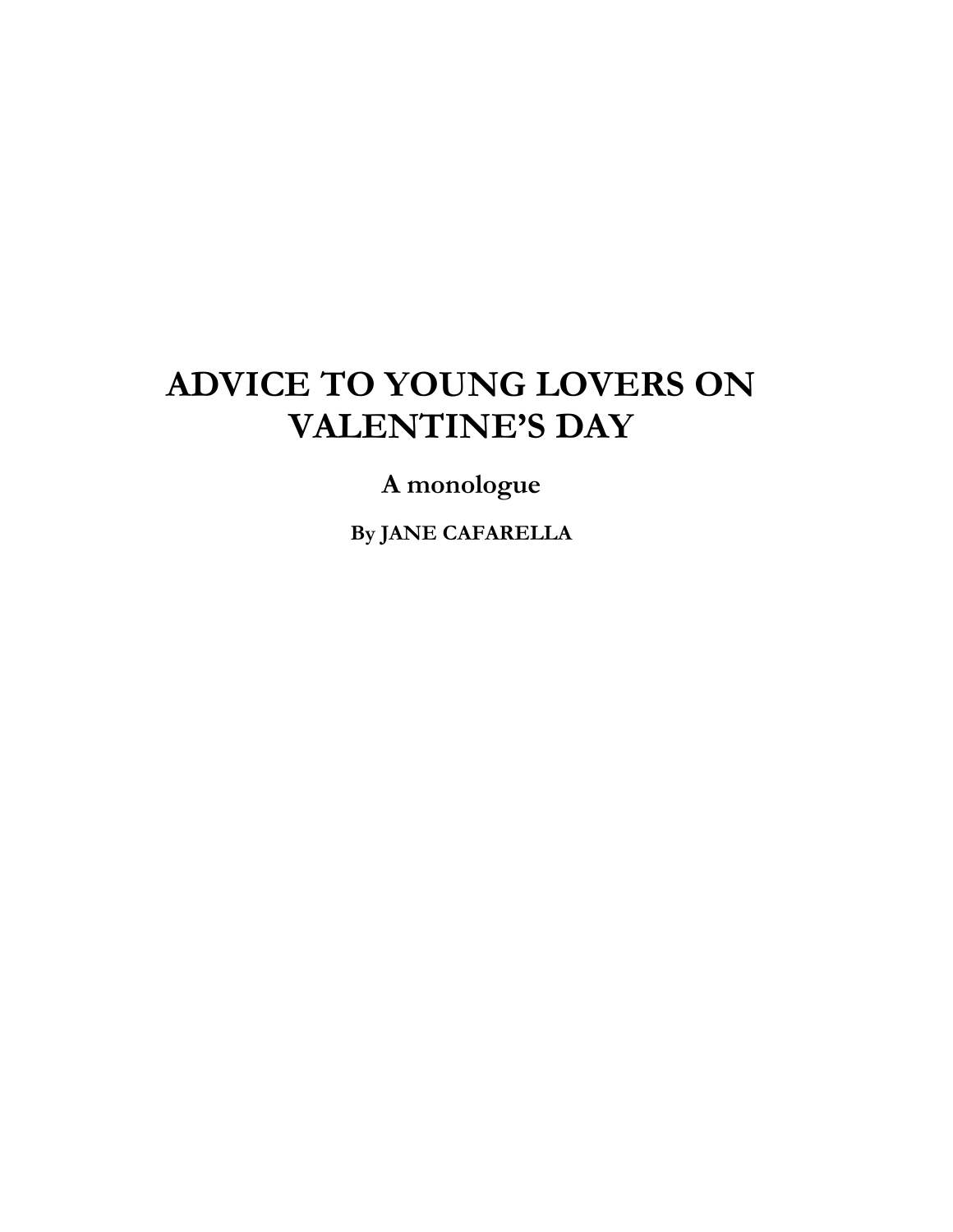# ADVICE TO YOUNG LOVERS ON VALENTINE'S DAY

**A monologue**

**By JANE CAFARELLA**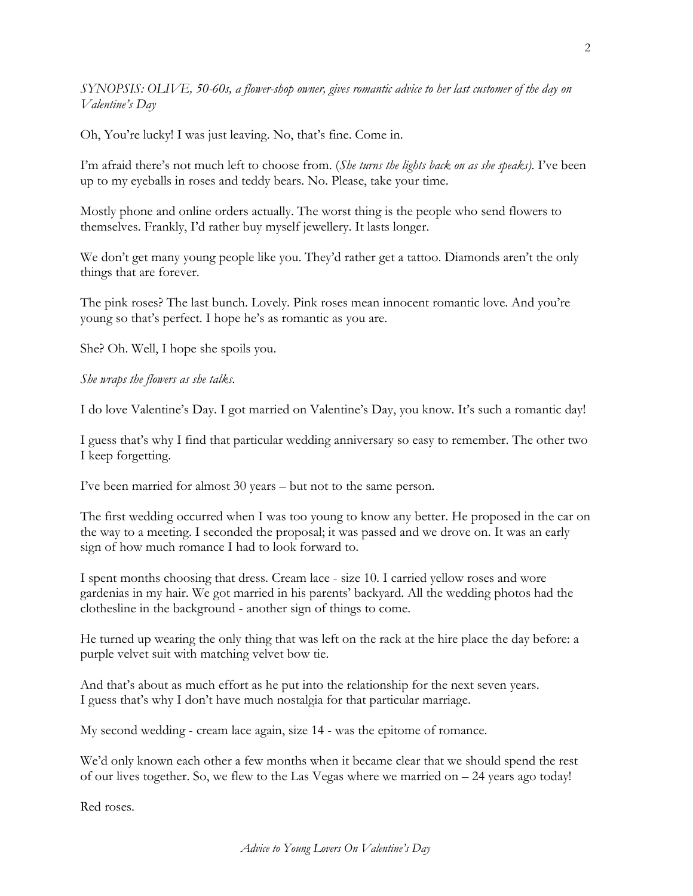*SYNOPSIS: OLIVE, 50-60s, a flower-shop owner, gives romantic advice to her last customer of the day on Valentine's Day*

Oh, You're lucky! I was just leaving. No, that's fine. Come in.

I'm afraid there's not much left to choose from. (*She turns the lights back on as she speaks)*. I've been up to my eyeballs in roses and teddy bears. No. Please, take your time.

Mostly phone and online orders actually. The worst thing is the people who send flowers to themselves. Frankly, I'd rather buy myself jewellery. It lasts longer.

We don't get many young people like you. They'd rather get a tattoo. Diamonds aren't the only things that are forever.

The pink roses? The last bunch. Lovely. Pink roses mean innocent romantic love. And you're young so that's perfect. I hope he's as romantic as you are.

She? Oh. Well, I hope she spoils you.

*She wraps the flowers as she talks.*

I do love Valentine's Day. I got married on Valentine's Day, you know. It's such a romantic day!

I guess that's why I find that particular wedding anniversary so easy to remember. The other two I keep forgetting.

I've been married for almost 30 years – but not to the same person.

The first wedding occurred when I was too young to know any better. He proposed in the car on the way to a meeting. I seconded the proposal; it was passed and we drove on. It was an early sign of how much romance I had to look forward to.

I spent months choosing that dress. Cream lace - size 10. I carried yellow roses and wore gardenias in my hair. We got married in his parents' backyard. All the wedding photos had the clothesline in the background - another sign of things to come.

He turned up wearing the only thing that was left on the rack at the hire place the day before: a purple velvet suit with matching velvet bow tie.

And that's about as much effort as he put into the relationship for the next seven years.
I guess that's why I don't have much nostalgia for that particular marriage.

My second wedding - cream lace again, size 14 - was the epitome of romance.

We'd only known each other a few months when it became clear that we should spend the rest of our lives together. So, we flew to the Las Vegas where we married on – 24 years ago today!

Red roses.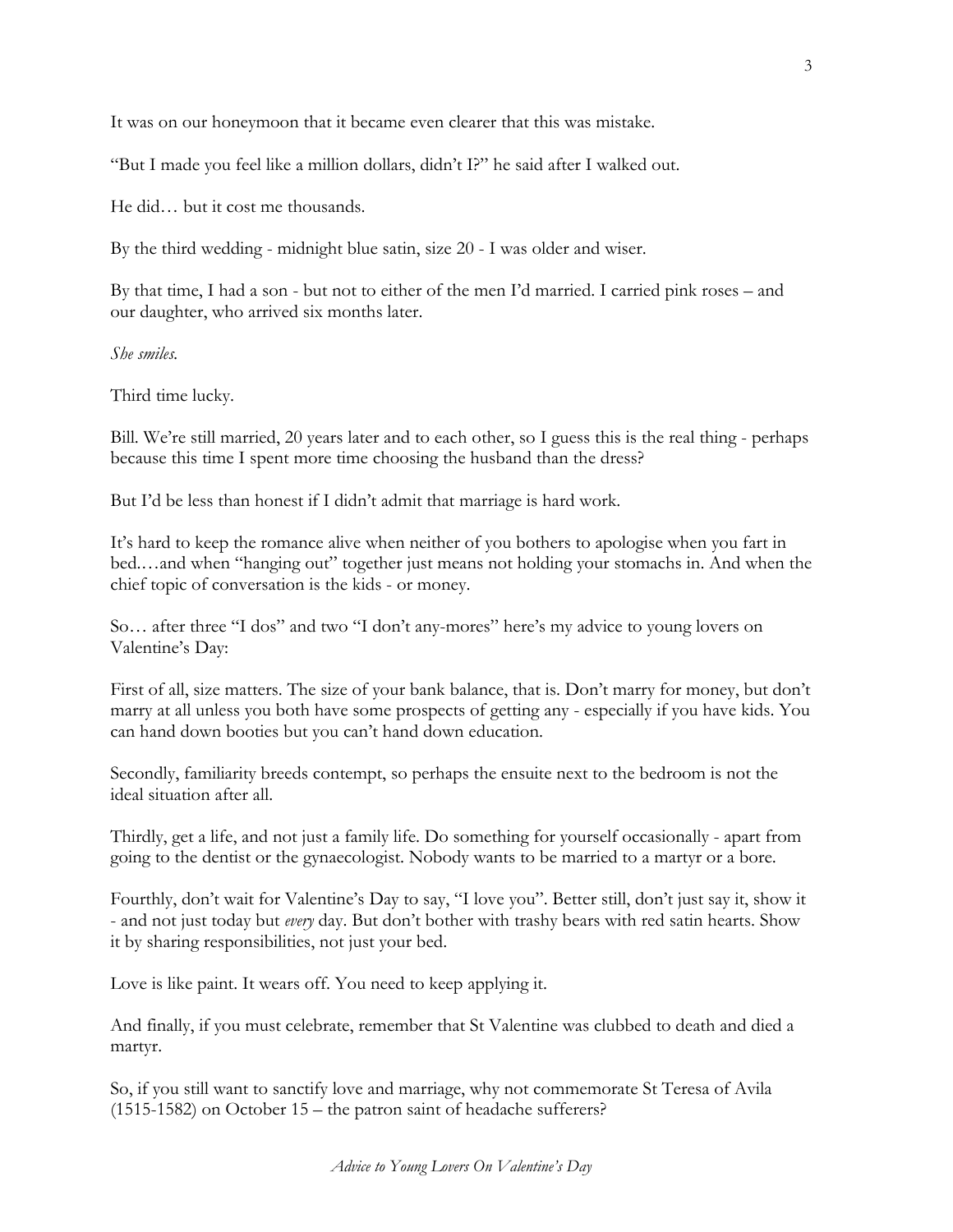It was on our honeymoon that it became even clearer that this was mistake.

"But I made you feel like a million dollars, didn't I?" he said after I walked out.

He did… but it cost me thousands.

By the third wedding - midnight blue satin, size 20 - I was older and wiser.

By that time, I had a son - but not to either of the men I'd married. I carried pink roses – and our daughter, who arrived six months later.

*She smiles.*

Third time lucky.

Bill. We're still married, 20 years later and to each other, so I guess this is the real thing - perhaps because this time I spent more time choosing the husband than the dress?

But I'd be less than honest if I didn't admit that marriage is hard work.

It's hard to keep the romance alive when neither of you bothers to apologise when you fart in bed.…and when "hanging out" together just means not holding your stomachs in. And when the chief topic of conversation is the kids - or money.

So… after three "I dos" and two "I don't any-mores" here's my advice to young lovers on Valentine's Day:

First of all, size matters. The size of your bank balance, that is. Don't marry for money, but don't marry at all unless you both have some prospects of getting any - especially if you have kids. You can hand down booties but you can't hand down education.

Secondly, familiarity breeds contempt, so perhaps the ensuite next to the bedroom is not the ideal situation after all.

Thirdly, get a life, and not just a family life. Do something for yourself occasionally - apart from going to the dentist or the gynaecologist. Nobody wants to be married to a martyr or a bore.

Fourthly, don't wait for Valentine's Day to say, "I love you". Better still, don't just say it, show it - and not just today but *every* day. But don't bother with trashy bears with red satin hearts. Show it by sharing responsibilities, not just your bed.

Love is like paint. It wears off. You need to keep applying it.

And finally, if you must celebrate, remember that St Valentine was clubbed to death and died a martyr.

So, if you still want to sanctify love and marriage, why not commemorate St Teresa of Avila (1515-1582) on October 15 – the patron saint of headache sufferers?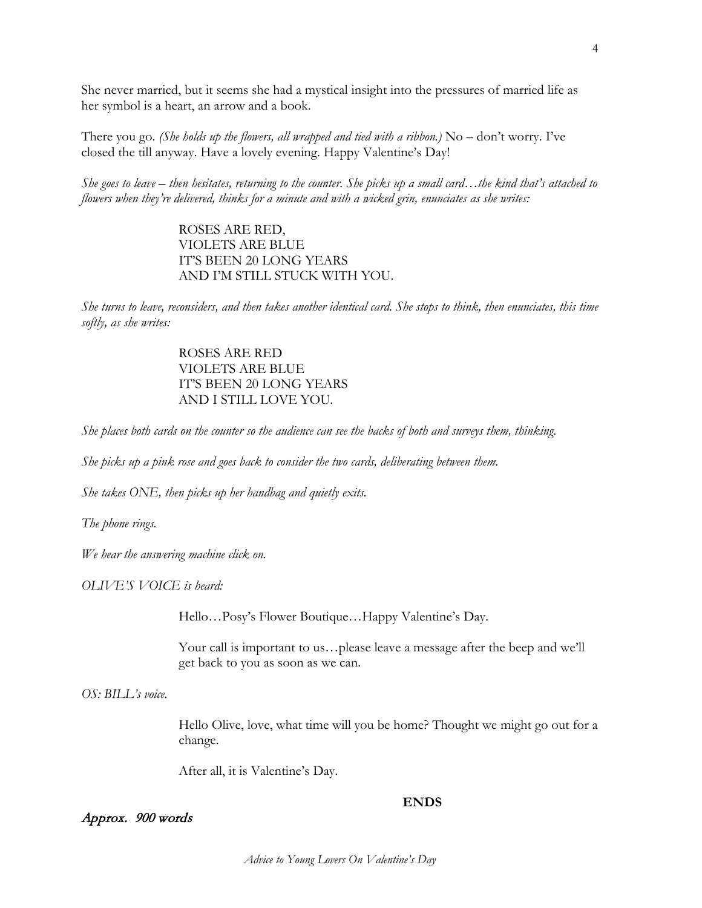She never married, but it seems she had a mystical insight into the pressures of married life as her symbol is a heart, an arrow and a book.

There you go. *(She holds up the flowers, all wrapped and tied with a ribbon.)* No – don't worry. I've closed the till anyway. Have a lovely evening. Happy Valentine's Day!

*She goes to leave – then hesitates, returning to the counter. She picks up a small card…the kind that's attached to flowers when they're delivered, thinks for a minute and with a wicked grin, enunciates as she writes:*

> ROSES ARE RED,
> VIOLETS ARE BLUE
> IT'S BEEN 20 LONG YEARS
> AND I'M STILL STUCK WITH YOU.

*She turns to leave, reconsiders, and then takes another identical card. She stops to think, then enunciates, this time softly, as she writes:*

> ROSES ARE RED
> VIOLETS ARE BLUE
> IT'S BEEN 20 LONG YEARS
> AND I STILL LOVE YOU.

*She places both cards on the counter so the audience can see the backs of both and surveys them, thinking.*

*She picks up a pink rose and goes back to consider the two cards, deliberating between them.*

*She takes ONE, then picks up her handbag and quietly exits.*

*The phone rings.*

*We hear the answering machine click on.*

*OLIVE'S VOICE is heard:*

> Hello…Posy's Flower Boutique…Happy Valentine's Day.
>
> Your call is important to us…please leave a message after the beep and we'll get back to you as soon as we can.

*OS: BILL's voice.*

> Hello Olive, love, what time will you be home? Thought we might go out for a change.
>
> After all, it is Valentine's Day.

**ENDS**

***Approx. 900 words***